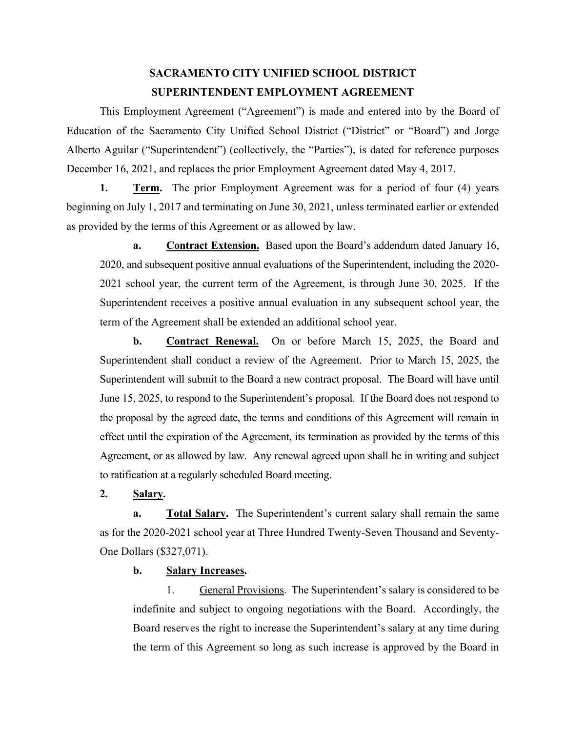# SACRAMENTO CITY UNIFIED SCHOOL DISTRICT
# SUPERINTENDENT EMPLOYMENT AGREEMENT

This Employment Agreement ("Agreement") is made and entered into by the Board of Education of the Sacramento City Unified School District ("District" or "Board") and Jorge Alberto Aguilar ("Superintendent") (collectively, the "Parties"), is dated for reference purposes December 16, 2021, and replaces the prior Employment Agreement dated May 4, 2017.

**1. Term.** The prior Employment Agreement was for a period of four (4) years beginning on July 1, 2017 and terminating on June 30, 2021, unless terminated earlier or extended as provided by the terms of this Agreement or as allowed by law.

**a. Contract Extension.** Based upon the Board's addendum dated January 16, 2020, and subsequent positive annual evaluations of the Superintendent, including the 2020-2021 school year, the current term of the Agreement, is through June 30, 2025. If the Superintendent receives a positive annual evaluation in any subsequent school year, the term of the Agreement shall be extended an additional school year.

**b. Contract Renewal.** On or before March 15, 2025, the Board and Superintendent shall conduct a review of the Agreement. Prior to March 15, 2025, the Superintendent will submit to the Board a new contract proposal. The Board will have until June 15, 2025, to respond to the Superintendent's proposal. If the Board does not respond to the proposal by the agreed date, the terms and conditions of this Agreement will remain in effect until the expiration of the Agreement, its termination as provided by the terms of this Agreement, or as allowed by law. Any renewal agreed upon shall be in writing and subject to ratification at a regularly scheduled Board meeting.

**2. Salary.**

**a. Total Salary.** The Superintendent's current salary shall remain the same as for the 2020-2021 school year at Three Hundred Twenty-Seven Thousand and Seventy-One Dollars ($327,071).

**b. Salary Increases.**

1. General Provisions. The Superintendent's salary is considered to be indefinite and subject to ongoing negotiations with the Board. Accordingly, the Board reserves the right to increase the Superintendent's salary at any time during the term of this Agreement so long as such increase is approved by the Board in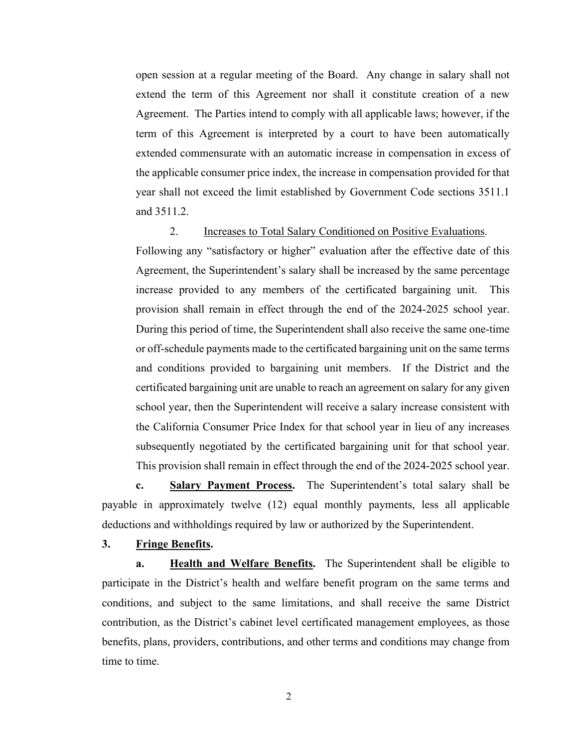open session at a regular meeting of the Board. Any change in salary shall not extend the term of this Agreement nor shall it constitute creation of a new Agreement. The Parties intend to comply with all applicable laws; however, if the term of this Agreement is interpreted by a court to have been automatically extended commensurate with an automatic increase in compensation in excess of the applicable consumer price index, the increase in compensation provided for that year shall not exceed the limit established by Government Code sections 3511.1 and 3511.2.

2. <u>Increases to Total Salary Conditioned on Positive Evaluations</u>. Following any "satisfactory or higher" evaluation after the effective date of this Agreement, the Superintendent's salary shall be increased by the same percentage increase provided to any members of the certificated bargaining unit. This provision shall remain in effect through the end of the 2024-2025 school year. During this period of time, the Superintendent shall also receive the same one-time or off-schedule payments made to the certificated bargaining unit on the same terms and conditions provided to bargaining unit members. If the District and the certificated bargaining unit are unable to reach an agreement on salary for any given school year, then the Superintendent will receive a salary increase consistent with the California Consumer Price Index for that school year in lieu of any increases subsequently negotiated by the certificated bargaining unit for that school year. This provision shall remain in effect through the end of the 2024-2025 school year.

**c. <u>Salary Payment Process</u>.** The Superintendent's total salary shall be payable in approximately twelve (12) equal monthly payments, less all applicable deductions and withholdings required by law or authorized by the Superintendent.

**3. <u>Fringe Benefits</u>.**

**a. <u>Health and Welfare Benefits</u>.** The Superintendent shall be eligible to participate in the District's health and welfare benefit program on the same terms and conditions, and subject to the same limitations, and shall receive the same District contribution, as the District's cabinet level certificated management employees, as those benefits, plans, providers, contributions, and other terms and conditions may change from time to time.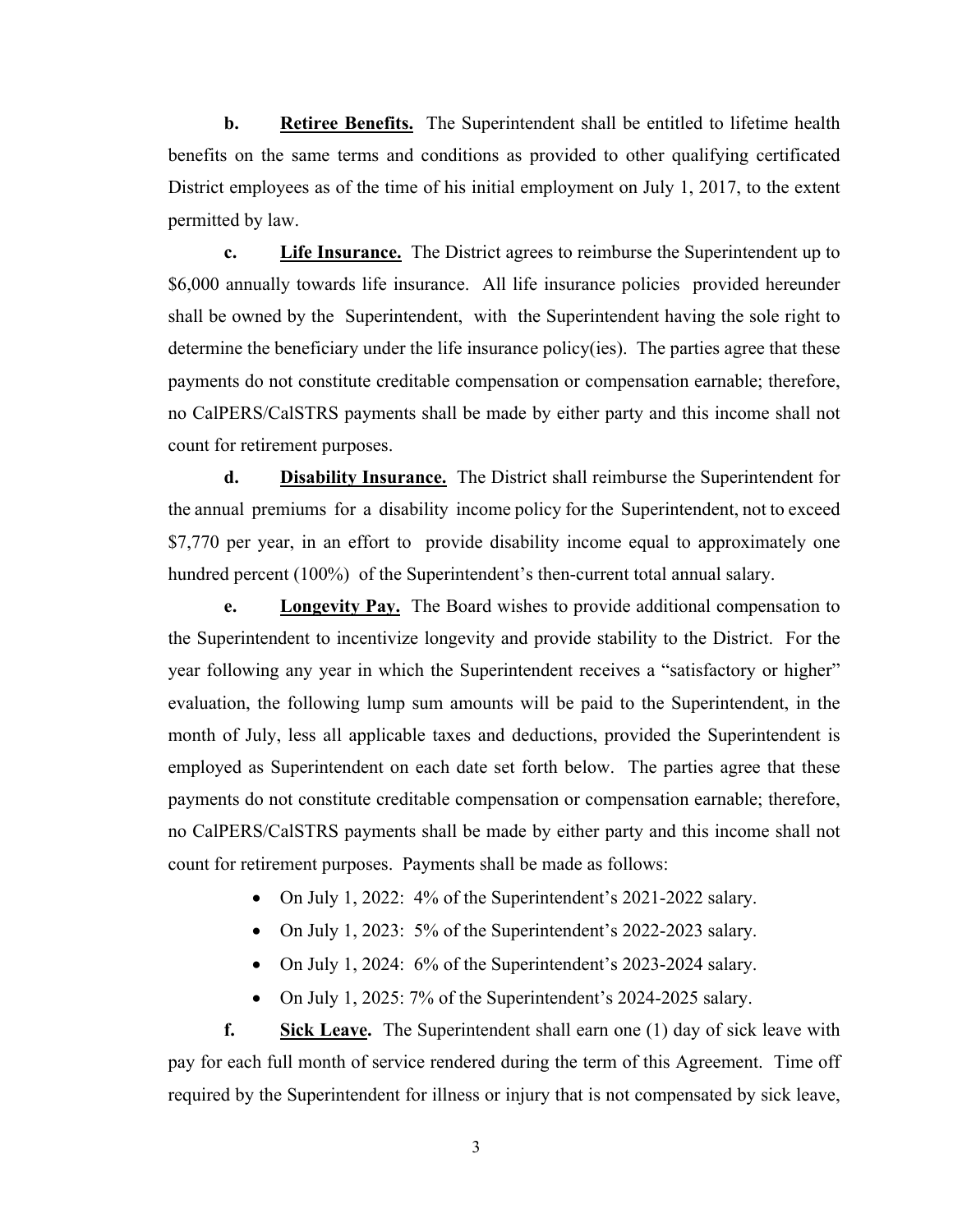**b.** **Retiree Benefits.** The Superintendent shall be entitled to lifetime health benefits on the same terms and conditions as provided to other qualifying certificated District employees as of the time of his initial employment on July 1, 2017, to the extent permitted by law.

**c.** **Life Insurance.** The District agrees to reimburse the Superintendent up to $6,000 annually towards life insurance. All life insurance policies provided hereunder shall be owned by the Superintendent, with the Superintendent having the sole right to determine the beneficiary under the life insurance policy(ies). The parties agree that these payments do not constitute creditable compensation or compensation earnable; therefore, no CalPERS/CalSTRS payments shall be made by either party and this income shall not count for retirement purposes.

**d.** **Disability Insurance.** The District shall reimburse the Superintendent for the annual premiums for a disability income policy for the Superintendent, not to exceed $7,770 per year, in an effort to provide disability income equal to approximately one hundred percent (100%) of the Superintendent's then-current total annual salary.

**e.** **Longevity Pay.** The Board wishes to provide additional compensation to the Superintendent to incentivize longevity and provide stability to the District. For the year following any year in which the Superintendent receives a "satisfactory or higher" evaluation, the following lump sum amounts will be paid to the Superintendent, in the month of July, less all applicable taxes and deductions, provided the Superintendent is employed as Superintendent on each date set forth below. The parties agree that these payments do not constitute creditable compensation or compensation earnable; therefore, no CalPERS/CalSTRS payments shall be made by either party and this income shall not count for retirement purposes. Payments shall be made as follows:

- On July 1, 2022: 4% of the Superintendent's 2021-2022 salary.
- On July 1, 2023: 5% of the Superintendent's 2022-2023 salary.
- On July 1, 2024: 6% of the Superintendent's 2023-2024 salary.
- On July 1, 2025: 7% of the Superintendent's 2024-2025 salary.

**f.** **Sick Leave.** The Superintendent shall earn one (1) day of sick leave with pay for each full month of service rendered during the term of this Agreement. Time off required by the Superintendent for illness or injury that is not compensated by sick leave,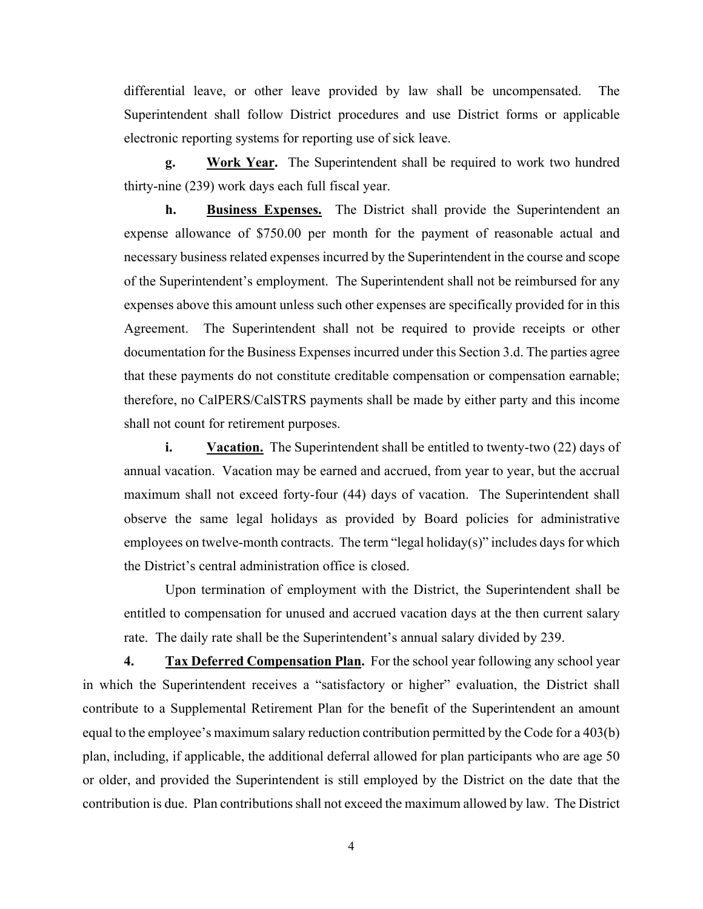differential leave, or other leave provided by law shall be uncompensated. The Superintendent shall follow District procedures and use District forms or applicable electronic reporting systems for reporting use of sick leave.

**g. <u>Work Year</u>.** The Superintendent shall be required to work two hundred thirty-nine (239) work days each full fiscal year.

**h. <u>Business Expenses.</u>** The District shall provide the Superintendent an expense allowance of $750.00 per month for the payment of reasonable actual and necessary business related expenses incurred by the Superintendent in the course and scope of the Superintendent's employment. The Superintendent shall not be reimbursed for any expenses above this amount unless such other expenses are specifically provided for in this Agreement. The Superintendent shall not be required to provide receipts or other documentation for the Business Expenses incurred under this Section 3.d. The parties agree that these payments do not constitute creditable compensation or compensation earnable; therefore, no CalPERS/CalSTRS payments shall be made by either party and this income shall not count for retirement purposes.

**i. <u>Vacation.</u>** The Superintendent shall be entitled to twenty-two (22) days of annual vacation. Vacation may be earned and accrued, from year to year, but the accrual maximum shall not exceed forty-four (44) days of vacation. The Superintendent shall observe the same legal holidays as provided by Board policies for administrative employees on twelve-month contracts. The term "legal holiday(s)" includes days for which the District's central administration office is closed.

Upon termination of employment with the District, the Superintendent shall be entitled to compensation for unused and accrued vacation days at the then current salary rate. The daily rate shall be the Superintendent's annual salary divided by 239.

**4. <u>Tax Deferred Compensation Plan</u>.** For the school year following any school year in which the Superintendent receives a "satisfactory or higher" evaluation, the District shall contribute to a Supplemental Retirement Plan for the benefit of the Superintendent an amount equal to the employee's maximum salary reduction contribution permitted by the Code for a 403(b) plan, including, if applicable, the additional deferral allowed for plan participants who are age 50 or older, and provided the Superintendent is still employed by the District on the date that the contribution is due. Plan contributions shall not exceed the maximum allowed by law. The District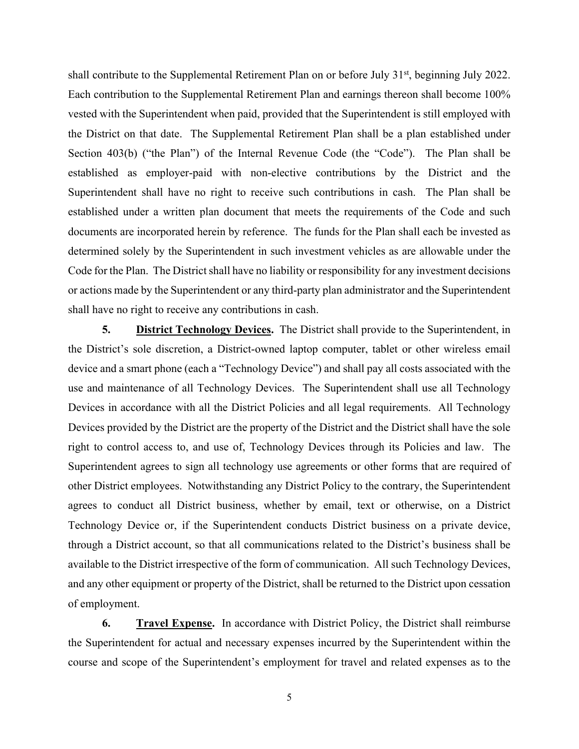shall contribute to the Supplemental Retirement Plan on or before July 31st, beginning July 2022. Each contribution to the Supplemental Retirement Plan and earnings thereon shall become 100% vested with the Superintendent when paid, provided that the Superintendent is still employed with the District on that date. The Supplemental Retirement Plan shall be a plan established under Section 403(b) ("the Plan") of the Internal Revenue Code (the "Code"). The Plan shall be established as employer-paid with non-elective contributions by the District and the Superintendent shall have no right to receive such contributions in cash. The Plan shall be established under a written plan document that meets the requirements of the Code and such documents are incorporated herein by reference. The funds for the Plan shall each be invested as determined solely by the Superintendent in such investment vehicles as are allowable under the Code for the Plan. The District shall have no liability or responsibility for any investment decisions or actions made by the Superintendent or any third-party plan administrator and the Superintendent shall have no right to receive any contributions in cash.

**5. <u>District Technology Devices</u>.** The District shall provide to the Superintendent, in the District's sole discretion, a District-owned laptop computer, tablet or other wireless email device and a smart phone (each a "Technology Device") and shall pay all costs associated with the use and maintenance of all Technology Devices. The Superintendent shall use all Technology Devices in accordance with all the District Policies and all legal requirements. All Technology Devices provided by the District are the property of the District and the District shall have the sole right to control access to, and use of, Technology Devices through its Policies and law. The Superintendent agrees to sign all technology use agreements or other forms that are required of other District employees. Notwithstanding any District Policy to the contrary, the Superintendent agrees to conduct all District business, whether by email, text or otherwise, on a District Technology Device or, if the Superintendent conducts District business on a private device, through a District account, so that all communications related to the District's business shall be available to the District irrespective of the form of communication. All such Technology Devices, and any other equipment or property of the District, shall be returned to the District upon cessation of employment.

**6. <u>Travel Expense</u>.** In accordance with District Policy, the District shall reimburse the Superintendent for actual and necessary expenses incurred by the Superintendent within the course and scope of the Superintendent's employment for travel and related expenses as to the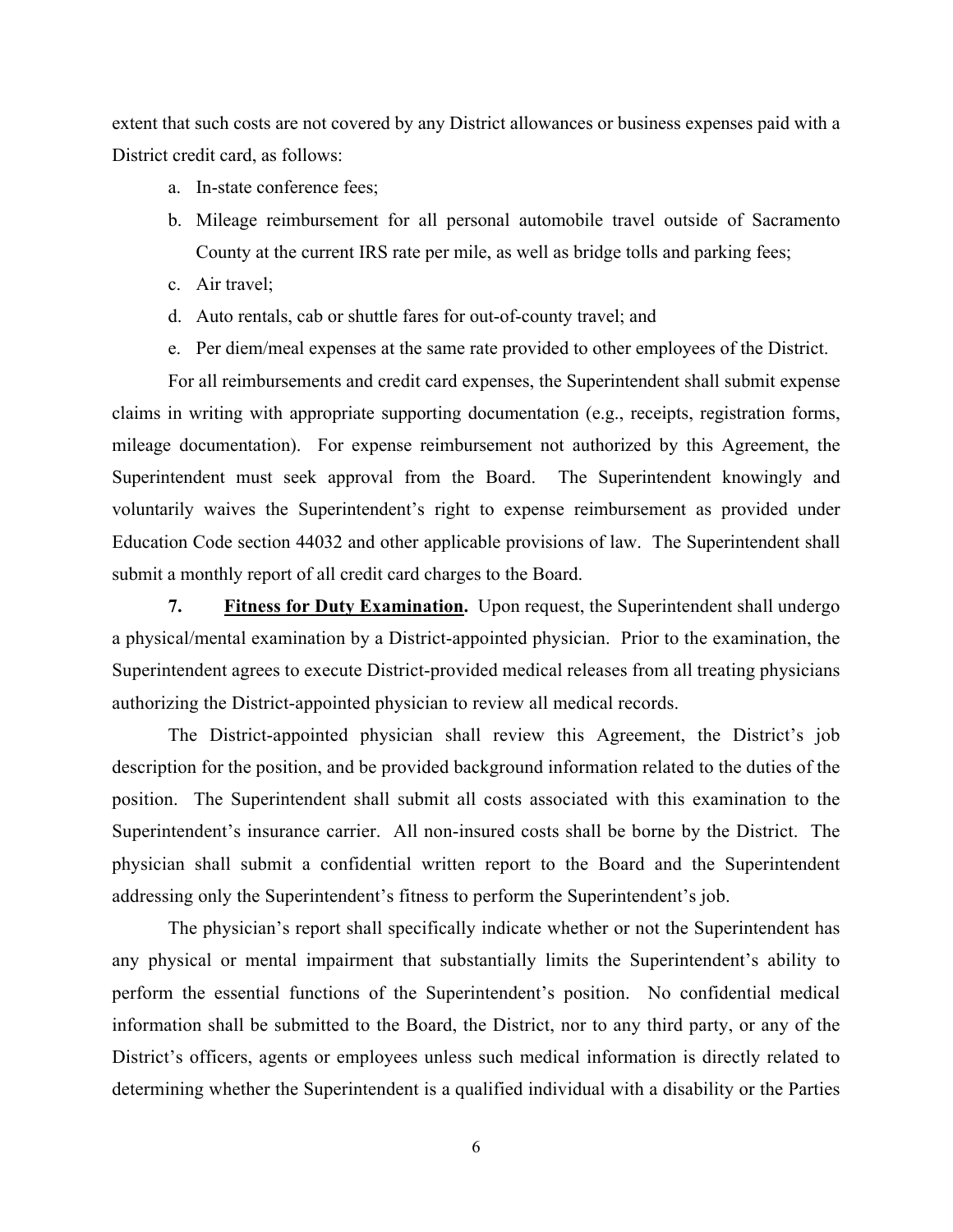extent that such costs are not covered by any District allowances or business expenses paid with a District credit card, as follows:

a. In-state conference fees;
b. Mileage reimbursement for all personal automobile travel outside of Sacramento County at the current IRS rate per mile, as well as bridge tolls and parking fees;
c. Air travel;
d. Auto rentals, cab or shuttle fares for out-of-county travel; and
e. Per diem/meal expenses at the same rate provided to other employees of the District.

For all reimbursements and credit card expenses, the Superintendent shall submit expense claims in writing with appropriate supporting documentation (e.g., receipts, registration forms, mileage documentation). For expense reimbursement not authorized by this Agreement, the Superintendent must seek approval from the Board. The Superintendent knowingly and voluntarily waives the Superintendent's right to expense reimbursement as provided under Education Code section 44032 and other applicable provisions of law. The Superintendent shall submit a monthly report of all credit card charges to the Board.

**7. Fitness for Duty Examination.** Upon request, the Superintendent shall undergo a physical/mental examination by a District-appointed physician. Prior to the examination, the Superintendent agrees to execute District-provided medical releases from all treating physicians authorizing the District-appointed physician to review all medical records.

The District-appointed physician shall review this Agreement, the District's job description for the position, and be provided background information related to the duties of the position. The Superintendent shall submit all costs associated with this examination to the Superintendent's insurance carrier. All non-insured costs shall be borne by the District. The physician shall submit a confidential written report to the Board and the Superintendent addressing only the Superintendent's fitness to perform the Superintendent's job.

The physician's report shall specifically indicate whether or not the Superintendent has any physical or mental impairment that substantially limits the Superintendent's ability to perform the essential functions of the Superintendent's position. No confidential medical information shall be submitted to the Board, the District, nor to any third party, or any of the District's officers, agents or employees unless such medical information is directly related to determining whether the Superintendent is a qualified individual with a disability or the Parties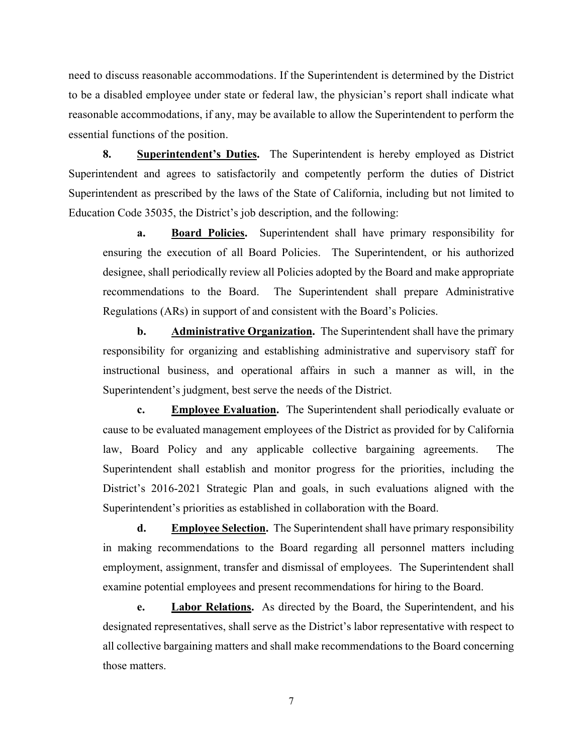need to discuss reasonable accommodations. If the Superintendent is determined by the District to be a disabled employee under state or federal law, the physician's report shall indicate what reasonable accommodations, if any, may be available to allow the Superintendent to perform the essential functions of the position.

**8. Superintendent's Duties.** The Superintendent is hereby employed as District Superintendent and agrees to satisfactorily and competently perform the duties of District Superintendent as prescribed by the laws of the State of California, including but not limited to Education Code 35035, the District's job description, and the following:

**a. Board Policies.** Superintendent shall have primary responsibility for ensuring the execution of all Board Policies. The Superintendent, or his authorized designee, shall periodically review all Policies adopted by the Board and make appropriate recommendations to the Board. The Superintendent shall prepare Administrative Regulations (ARs) in support of and consistent with the Board's Policies.

**b. Administrative Organization.** The Superintendent shall have the primary responsibility for organizing and establishing administrative and supervisory staff for instructional business, and operational affairs in such a manner as will, in the Superintendent's judgment, best serve the needs of the District.

**c. Employee Evaluation.** The Superintendent shall periodically evaluate or cause to be evaluated management employees of the District as provided for by California law, Board Policy and any applicable collective bargaining agreements. The Superintendent shall establish and monitor progress for the priorities, including the District's 2016-2021 Strategic Plan and goals, in such evaluations aligned with the Superintendent's priorities as established in collaboration with the Board.

**d. Employee Selection.** The Superintendent shall have primary responsibility in making recommendations to the Board regarding all personnel matters including employment, assignment, transfer and dismissal of employees. The Superintendent shall examine potential employees and present recommendations for hiring to the Board.

**e. Labor Relations.** As directed by the Board, the Superintendent, and his designated representatives, shall serve as the District's labor representative with respect to all collective bargaining matters and shall make recommendations to the Board concerning those matters.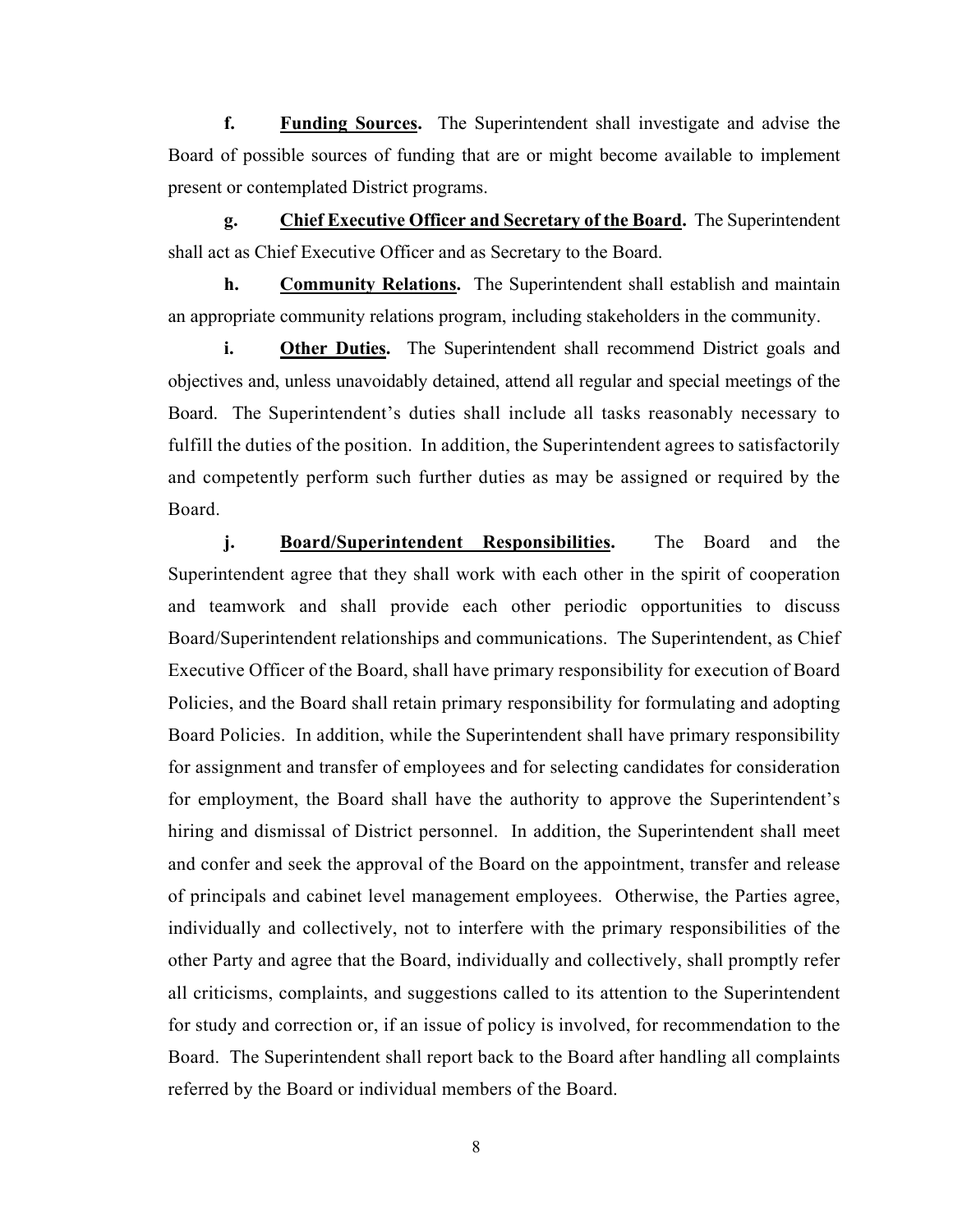**f.** **Funding Sources.** The Superintendent shall investigate and advise the Board of possible sources of funding that are or might become available to implement present or contemplated District programs.

**g.** **Chief Executive Officer and Secretary of the Board.** The Superintendent shall act as Chief Executive Officer and as Secretary to the Board.

**h.** **Community Relations.** The Superintendent shall establish and maintain an appropriate community relations program, including stakeholders in the community.

**i.** **Other Duties.** The Superintendent shall recommend District goals and objectives and, unless unavoidably detained, attend all regular and special meetings of the Board. The Superintendent's duties shall include all tasks reasonably necessary to fulfill the duties of the position. In addition, the Superintendent agrees to satisfactorily and competently perform such further duties as may be assigned or required by the Board.

**j.** **Board/Superintendent Responsibilities.** The Board and the Superintendent agree that they shall work with each other in the spirit of cooperation and teamwork and shall provide each other periodic opportunities to discuss Board/Superintendent relationships and communications. The Superintendent, as Chief Executive Officer of the Board, shall have primary responsibility for execution of Board Policies, and the Board shall retain primary responsibility for formulating and adopting Board Policies. In addition, while the Superintendent shall have primary responsibility for assignment and transfer of employees and for selecting candidates for consideration for employment, the Board shall have the authority to approve the Superintendent's hiring and dismissal of District personnel. In addition, the Superintendent shall meet and confer and seek the approval of the Board on the appointment, transfer and release of principals and cabinet level management employees. Otherwise, the Parties agree, individually and collectively, not to interfere with the primary responsibilities of the other Party and agree that the Board, individually and collectively, shall promptly refer all criticisms, complaints, and suggestions called to its attention to the Superintendent for study and correction or, if an issue of policy is involved, for recommendation to the Board. The Superintendent shall report back to the Board after handling all complaints referred by the Board or individual members of the Board.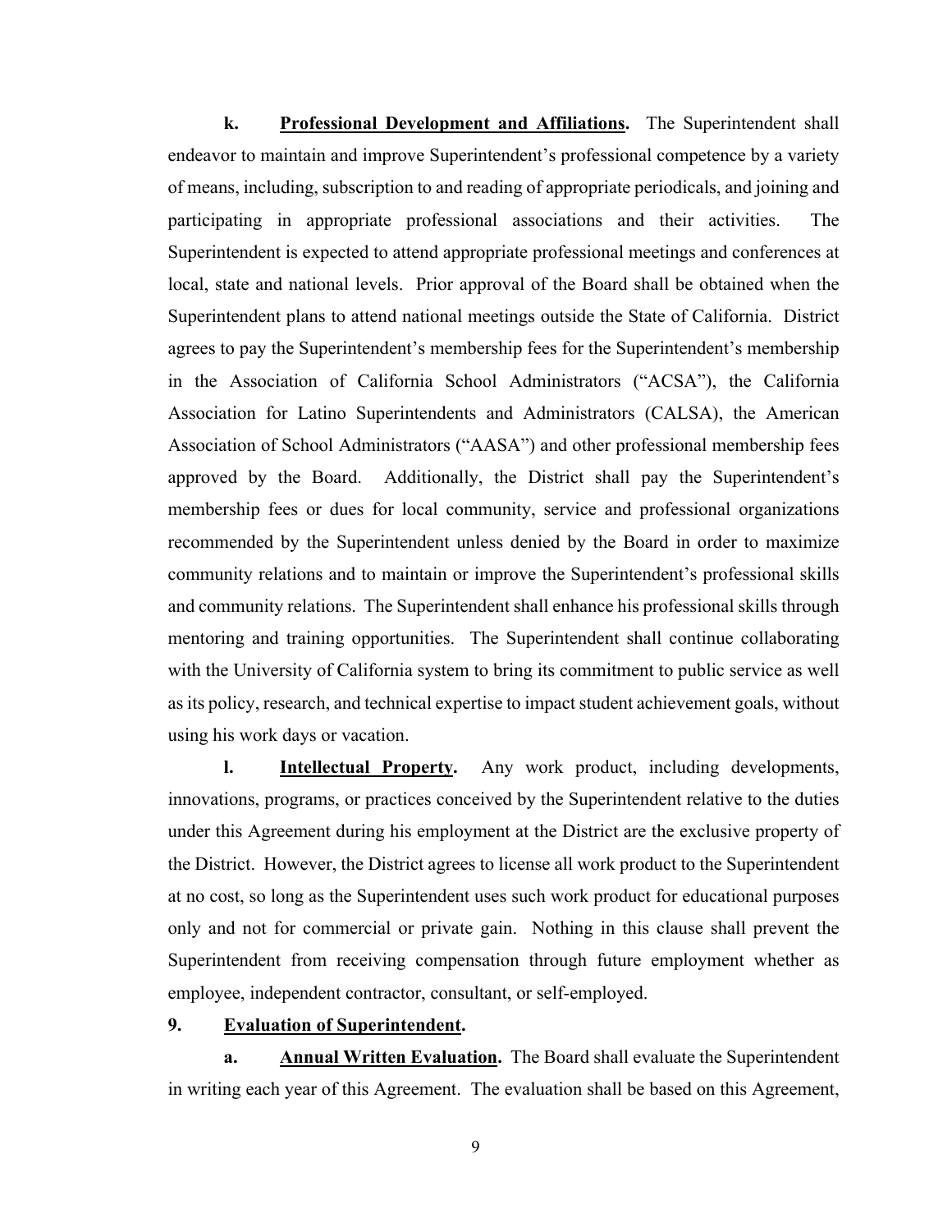**k. Professional Development and Affiliations.** The Superintendent shall endeavor to maintain and improve Superintendent's professional competence by a variety of means, including, subscription to and reading of appropriate periodicals, and joining and participating in appropriate professional associations and their activities. The Superintendent is expected to attend appropriate professional meetings and conferences at local, state and national levels. Prior approval of the Board shall be obtained when the Superintendent plans to attend national meetings outside the State of California. District agrees to pay the Superintendent's membership fees for the Superintendent's membership in the Association of California School Administrators ("ACSA"), the California Association for Latino Superintendents and Administrators (CALSA), the American Association of School Administrators ("AASA") and other professional membership fees approved by the Board. Additionally, the District shall pay the Superintendent's membership fees or dues for local community, service and professional organizations recommended by the Superintendent unless denied by the Board in order to maximize community relations and to maintain or improve the Superintendent's professional skills and community relations. The Superintendent shall enhance his professional skills through mentoring and training opportunities. The Superintendent shall continue collaborating with the University of California system to bring its commitment to public service as well as its policy, research, and technical expertise to impact student achievement goals, without using his work days or vacation.

**l. Intellectual Property.** Any work product, including developments, innovations, programs, or practices conceived by the Superintendent relative to the duties under this Agreement during his employment at the District are the exclusive property of the District. However, the District agrees to license all work product to the Superintendent at no cost, so long as the Superintendent uses such work product for educational purposes only and not for commercial or private gain. Nothing in this clause shall prevent the Superintendent from receiving compensation through future employment whether as employee, independent contractor, consultant, or self-employed.

**9. Evaluation of Superintendent.**

**a. Annual Written Evaluation.** The Board shall evaluate the Superintendent in writing each year of this Agreement. The evaluation shall be based on this Agreement,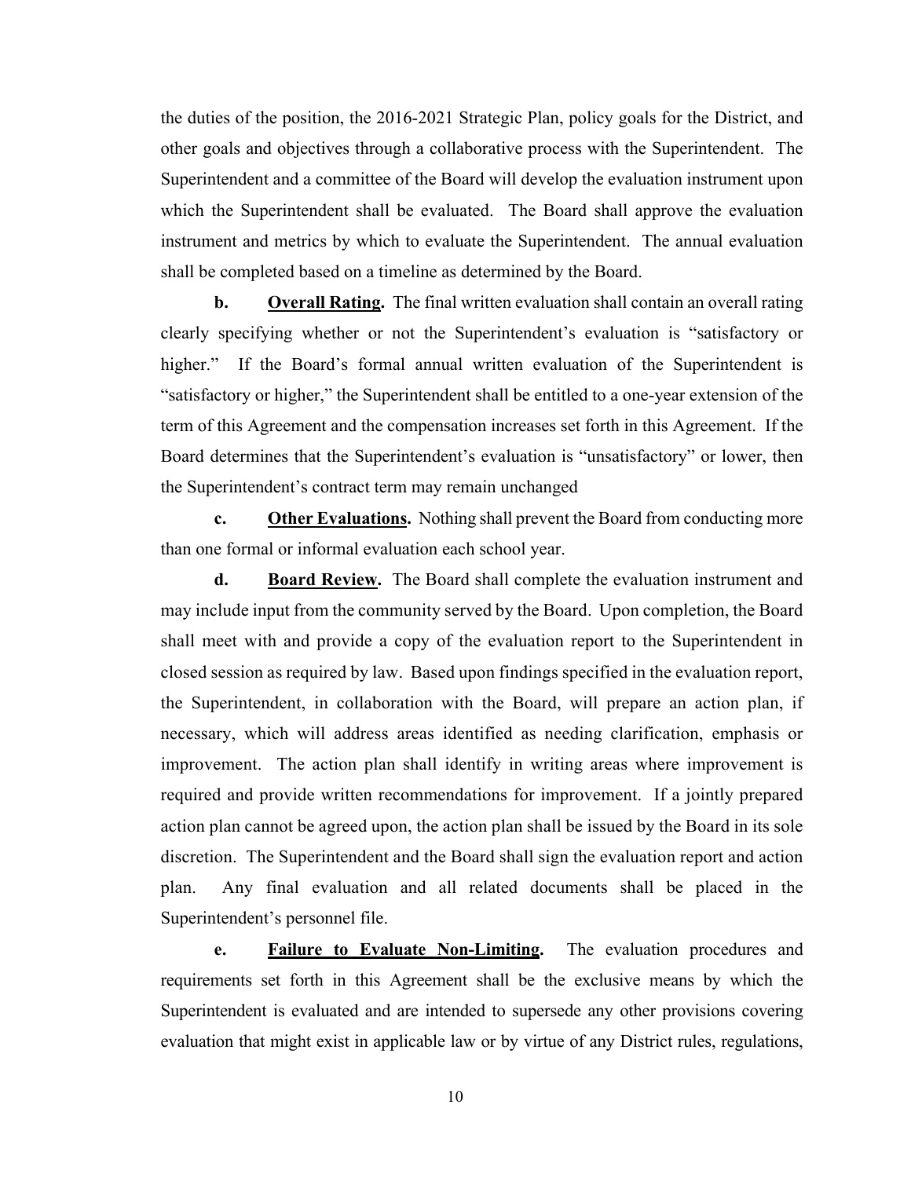the duties of the position, the 2016-2021 Strategic Plan, policy goals for the District, and other goals and objectives through a collaborative process with the Superintendent. The Superintendent and a committee of the Board will develop the evaluation instrument upon which the Superintendent shall be evaluated. The Board shall approve the evaluation instrument and metrics by which to evaluate the Superintendent. The annual evaluation shall be completed based on a timeline as determined by the Board.

**b.** **Overall Rating.** The final written evaluation shall contain an overall rating clearly specifying whether or not the Superintendent's evaluation is "satisfactory or higher." If the Board's formal annual written evaluation of the Superintendent is "satisfactory or higher," the Superintendent shall be entitled to a one-year extension of the term of this Agreement and the compensation increases set forth in this Agreement. If the Board determines that the Superintendent's evaluation is "unsatisfactory" or lower, then the Superintendent's contract term may remain unchanged

**c.** **Other Evaluations.** Nothing shall prevent the Board from conducting more than one formal or informal evaluation each school year.

**d.** **Board Review.** The Board shall complete the evaluation instrument and may include input from the community served by the Board. Upon completion, the Board shall meet with and provide a copy of the evaluation report to the Superintendent in closed session as required by law. Based upon findings specified in the evaluation report, the Superintendent, in collaboration with the Board, will prepare an action plan, if necessary, which will address areas identified as needing clarification, emphasis or improvement. The action plan shall identify in writing areas where improvement is required and provide written recommendations for improvement. If a jointly prepared action plan cannot be agreed upon, the action plan shall be issued by the Board in its sole discretion. The Superintendent and the Board shall sign the evaluation report and action plan. Any final evaluation and all related documents shall be placed in the Superintendent's personnel file.

**e.** **Failure to Evaluate Non-Limiting.** The evaluation procedures and requirements set forth in this Agreement shall be the exclusive means by which the Superintendent is evaluated and are intended to supersede any other provisions covering evaluation that might exist in applicable law or by virtue of any District rules, regulations,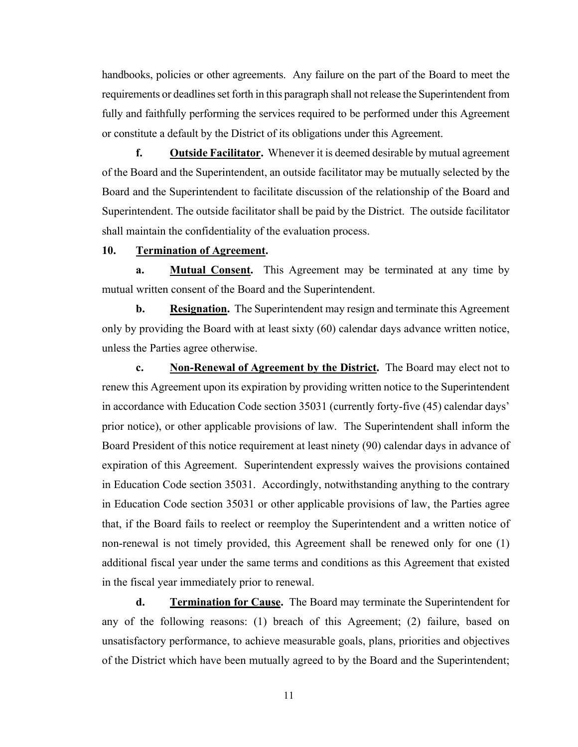handbooks, policies or other agreements. Any failure on the part of the Board to meet the requirements or deadlines set forth in this paragraph shall not release the Superintendent from fully and faithfully performing the services required to be performed under this Agreement or constitute a default by the District of its obligations under this Agreement.

**f. Outside Facilitator.** Whenever it is deemed desirable by mutual agreement of the Board and the Superintendent, an outside facilitator may be mutually selected by the Board and the Superintendent to facilitate discussion of the relationship of the Board and Superintendent. The outside facilitator shall be paid by the District. The outside facilitator shall maintain the confidentiality of the evaluation process.

**10. Termination of Agreement.**

**a. Mutual Consent.** This Agreement may be terminated at any time by mutual written consent of the Board and the Superintendent.

**b. Resignation.** The Superintendent may resign and terminate this Agreement only by providing the Board with at least sixty (60) calendar days advance written notice, unless the Parties agree otherwise.

**c. Non-Renewal of Agreement by the District.** The Board may elect not to renew this Agreement upon its expiration by providing written notice to the Superintendent in accordance with Education Code section 35031 (currently forty-five (45) calendar days' prior notice), or other applicable provisions of law. The Superintendent shall inform the Board President of this notice requirement at least ninety (90) calendar days in advance of expiration of this Agreement. Superintendent expressly waives the provisions contained in Education Code section 35031. Accordingly, notwithstanding anything to the contrary in Education Code section 35031 or other applicable provisions of law, the Parties agree that, if the Board fails to reelect or reemploy the Superintendent and a written notice of non-renewal is not timely provided, this Agreement shall be renewed only for one (1) additional fiscal year under the same terms and conditions as this Agreement that existed in the fiscal year immediately prior to renewal.

**d. Termination for Cause.** The Board may terminate the Superintendent for any of the following reasons: (1) breach of this Agreement; (2) failure, based on unsatisfactory performance, to achieve measurable goals, plans, priorities and objectives of the District which have been mutually agreed to by the Board and the Superintendent;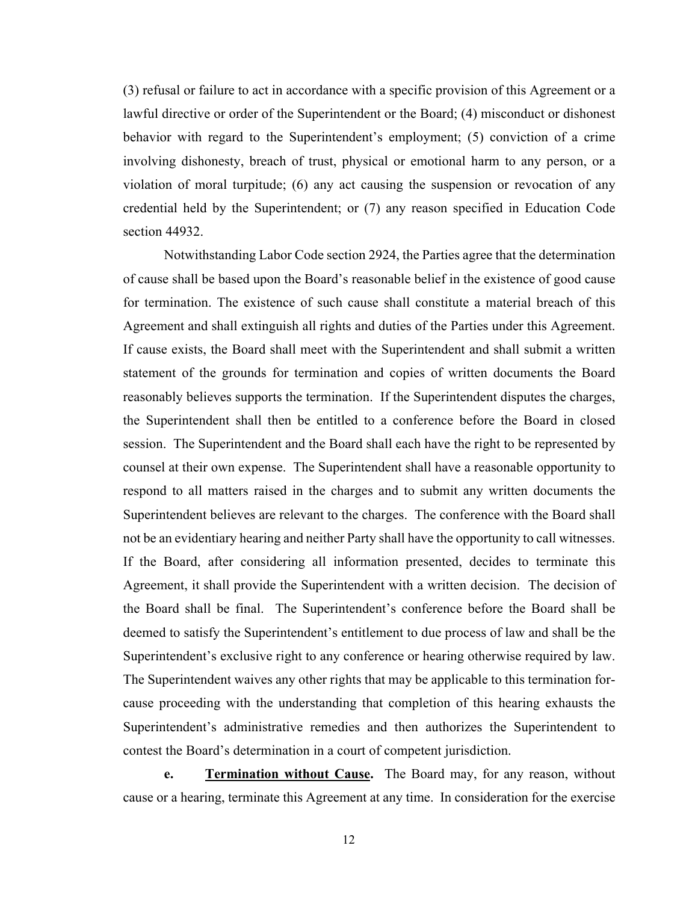(3) refusal or failure to act in accordance with a specific provision of this Agreement or a lawful directive or order of the Superintendent or the Board; (4) misconduct or dishonest behavior with regard to the Superintendent's employment; (5) conviction of a crime involving dishonesty, breach of trust, physical or emotional harm to any person, or a violation of moral turpitude; (6) any act causing the suspension or revocation of any credential held by the Superintendent; or (7) any reason specified in Education Code section 44932.

Notwithstanding Labor Code section 2924, the Parties agree that the determination of cause shall be based upon the Board's reasonable belief in the existence of good cause for termination. The existence of such cause shall constitute a material breach of this Agreement and shall extinguish all rights and duties of the Parties under this Agreement. If cause exists, the Board shall meet with the Superintendent and shall submit a written statement of the grounds for termination and copies of written documents the Board reasonably believes supports the termination. If the Superintendent disputes the charges, the Superintendent shall then be entitled to a conference before the Board in closed session. The Superintendent and the Board shall each have the right to be represented by counsel at their own expense. The Superintendent shall have a reasonable opportunity to respond to all matters raised in the charges and to submit any written documents the Superintendent believes are relevant to the charges. The conference with the Board shall not be an evidentiary hearing and neither Party shall have the opportunity to call witnesses. If the Board, after considering all information presented, decides to terminate this Agreement, it shall provide the Superintendent with a written decision. The decision of the Board shall be final. The Superintendent's conference before the Board shall be deemed to satisfy the Superintendent's entitlement to due process of law and shall be the Superintendent's exclusive right to any conference or hearing otherwise required by law. The Superintendent waives any other rights that may be applicable to this termination for-cause proceeding with the understanding that completion of this hearing exhausts the Superintendent's administrative remedies and then authorizes the Superintendent to contest the Board's determination in a court of competent jurisdiction.

**e. <u>Termination without Cause</u>.** The Board may, for any reason, without cause or a hearing, terminate this Agreement at any time. In consideration for the exercise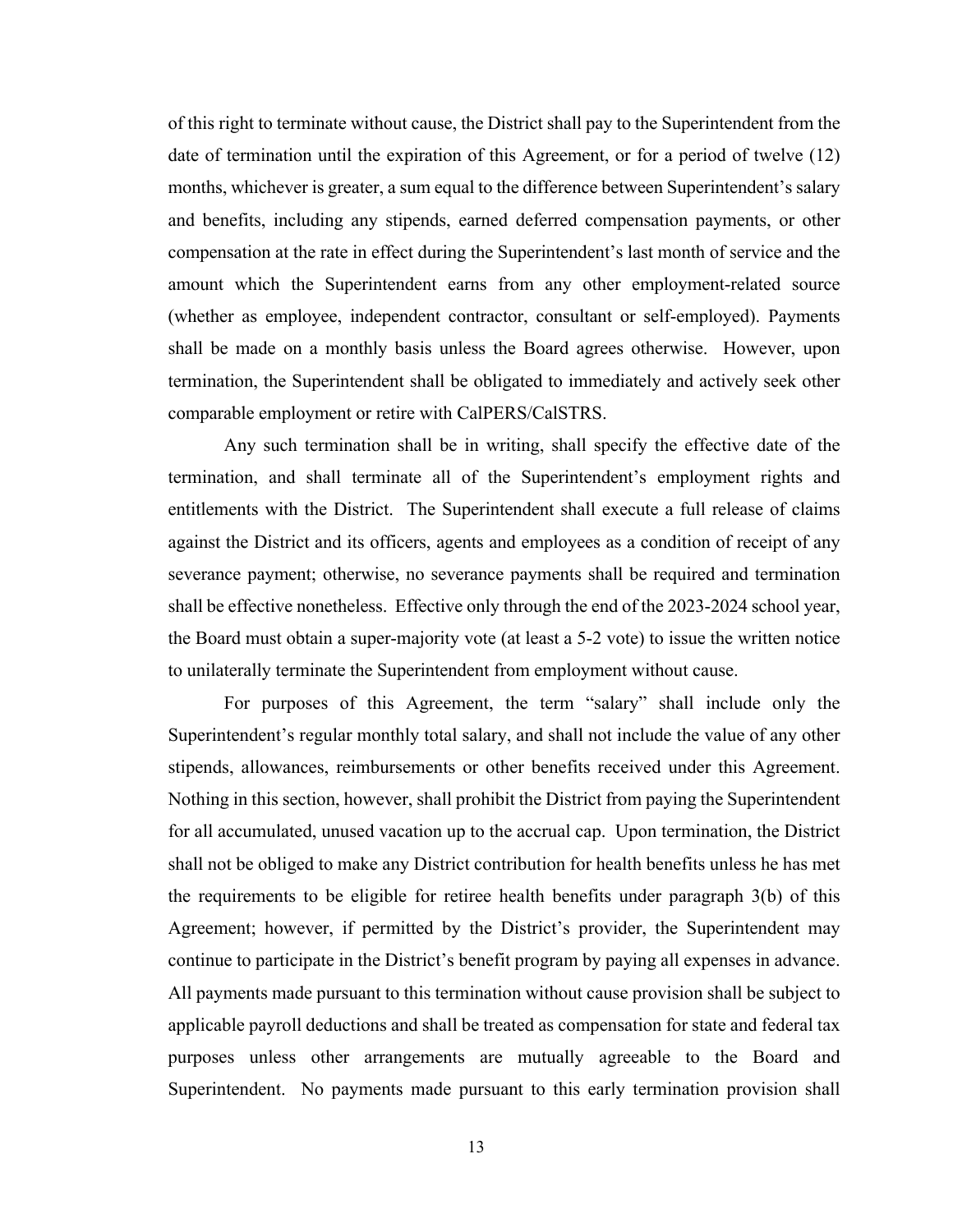of this right to terminate without cause, the District shall pay to the Superintendent from the date of termination until the expiration of this Agreement, or for a period of twelve (12) months, whichever is greater, a sum equal to the difference between Superintendent's salary and benefits, including any stipends, earned deferred compensation payments, or other compensation at the rate in effect during the Superintendent's last month of service and the amount which the Superintendent earns from any other employment-related source (whether as employee, independent contractor, consultant or self-employed). Payments shall be made on a monthly basis unless the Board agrees otherwise. However, upon termination, the Superintendent shall be obligated to immediately and actively seek other comparable employment or retire with CalPERS/CalSTRS.

Any such termination shall be in writing, shall specify the effective date of the termination, and shall terminate all of the Superintendent's employment rights and entitlements with the District. The Superintendent shall execute a full release of claims against the District and its officers, agents and employees as a condition of receipt of any severance payment; otherwise, no severance payments shall be required and termination shall be effective nonetheless. Effective only through the end of the 2023-2024 school year, the Board must obtain a super-majority vote (at least a 5-2 vote) to issue the written notice to unilaterally terminate the Superintendent from employment without cause.

For purposes of this Agreement, the term "salary" shall include only the Superintendent's regular monthly total salary, and shall not include the value of any other stipends, allowances, reimbursements or other benefits received under this Agreement. Nothing in this section, however, shall prohibit the District from paying the Superintendent for all accumulated, unused vacation up to the accrual cap. Upon termination, the District shall not be obliged to make any District contribution for health benefits unless he has met the requirements to be eligible for retiree health benefits under paragraph 3(b) of this Agreement; however, if permitted by the District's provider, the Superintendent may continue to participate in the District's benefit program by paying all expenses in advance. All payments made pursuant to this termination without cause provision shall be subject to applicable payroll deductions and shall be treated as compensation for state and federal tax purposes unless other arrangements are mutually agreeable to the Board and Superintendent. No payments made pursuant to this early termination provision shall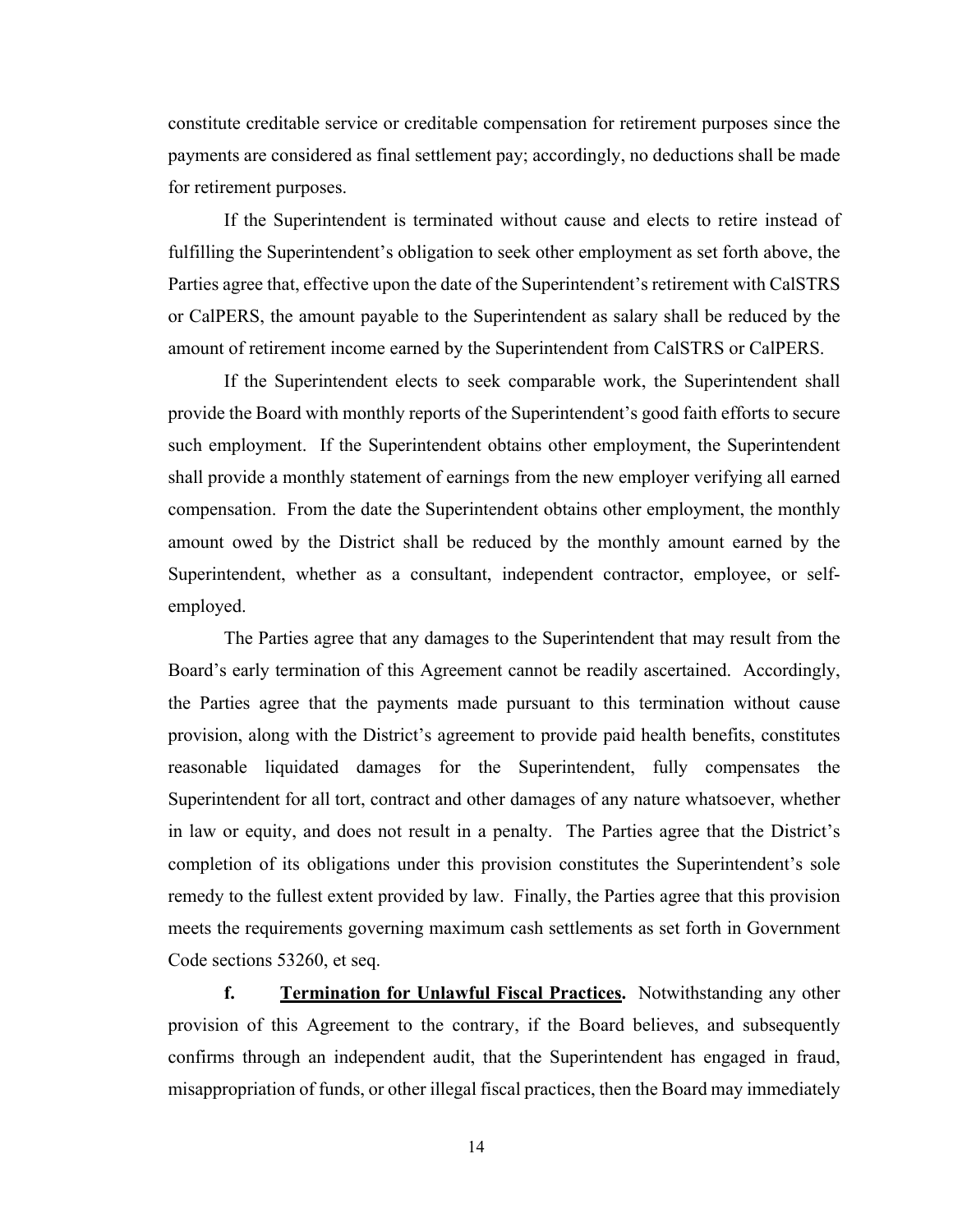constitute creditable service or creditable compensation for retirement purposes since the payments are considered as final settlement pay; accordingly, no deductions shall be made for retirement purposes.

If the Superintendent is terminated without cause and elects to retire instead of fulfilling the Superintendent's obligation to seek other employment as set forth above, the Parties agree that, effective upon the date of the Superintendent's retirement with CalSTRS or CalPERS, the amount payable to the Superintendent as salary shall be reduced by the amount of retirement income earned by the Superintendent from CalSTRS or CalPERS.

If the Superintendent elects to seek comparable work, the Superintendent shall provide the Board with monthly reports of the Superintendent's good faith efforts to secure such employment. If the Superintendent obtains other employment, the Superintendent shall provide a monthly statement of earnings from the new employer verifying all earned compensation. From the date the Superintendent obtains other employment, the monthly amount owed by the District shall be reduced by the monthly amount earned by the Superintendent, whether as a consultant, independent contractor, employee, or self-employed.

The Parties agree that any damages to the Superintendent that may result from the Board's early termination of this Agreement cannot be readily ascertained. Accordingly, the Parties agree that the payments made pursuant to this termination without cause provision, along with the District's agreement to provide paid health benefits, constitutes reasonable liquidated damages for the Superintendent, fully compensates the Superintendent for all tort, contract and other damages of any nature whatsoever, whether in law or equity, and does not result in a penalty. The Parties agree that the District's completion of its obligations under this provision constitutes the Superintendent's sole remedy to the fullest extent provided by law. Finally, the Parties agree that this provision meets the requirements governing maximum cash settlements as set forth in Government Code sections 53260, et seq.

**f. Termination for Unlawful Fiscal Practices.** Notwithstanding any other provision of this Agreement to the contrary, if the Board believes, and subsequently confirms through an independent audit, that the Superintendent has engaged in fraud, misappropriation of funds, or other illegal fiscal practices, then the Board may immediately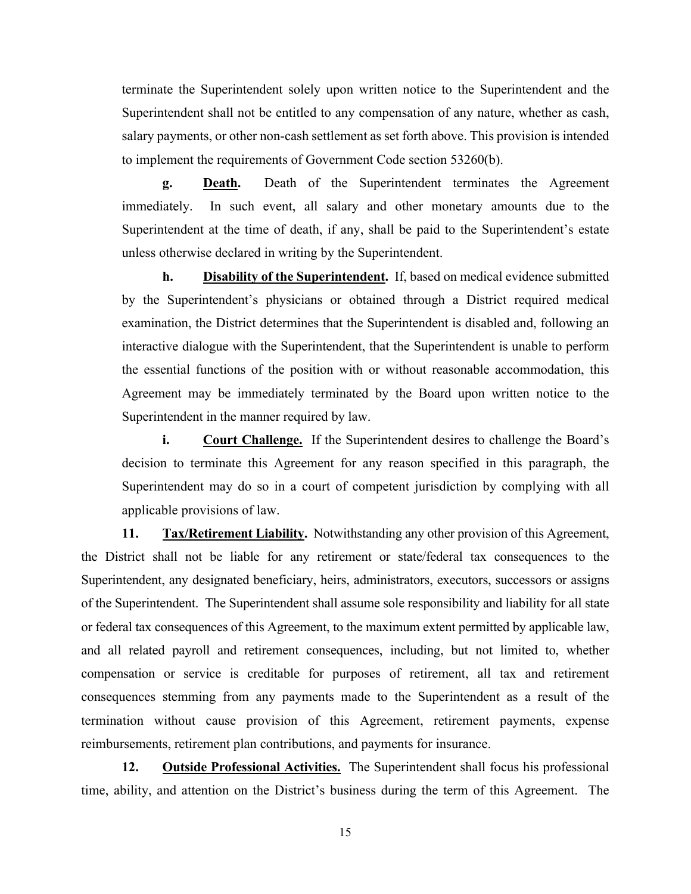terminate the Superintendent solely upon written notice to the Superintendent and the Superintendent shall not be entitled to any compensation of any nature, whether as cash, salary payments, or other non-cash settlement as set forth above. This provision is intended to implement the requirements of Government Code section 53260(b).

**g.** **<u>Death</u>.** Death of the Superintendent terminates the Agreement immediately. In such event, all salary and other monetary amounts due to the Superintendent at the time of death, if any, shall be paid to the Superintendent's estate unless otherwise declared in writing by the Superintendent.

**h.** **<u>Disability of the Superintendent</u>.** If, based on medical evidence submitted by the Superintendent's physicians or obtained through a District required medical examination, the District determines that the Superintendent is disabled and, following an interactive dialogue with the Superintendent, that the Superintendent is unable to perform the essential functions of the position with or without reasonable accommodation, this Agreement may be immediately terminated by the Board upon written notice to the Superintendent in the manner required by law.

**i.** **<u>Court Challenge.</u>** If the Superintendent desires to challenge the Board's decision to terminate this Agreement for any reason specified in this paragraph, the Superintendent may do so in a court of competent jurisdiction by complying with all applicable provisions of law.

**11.** **<u>Tax/Retirement Liability</u>.** Notwithstanding any other provision of this Agreement, the District shall not be liable for any retirement or state/federal tax consequences to the Superintendent, any designated beneficiary, heirs, administrators, executors, successors or assigns of the Superintendent. The Superintendent shall assume sole responsibility and liability for all state or federal tax consequences of this Agreement, to the maximum extent permitted by applicable law, and all related payroll and retirement consequences, including, but not limited to, whether compensation or service is creditable for purposes of retirement, all tax and retirement consequences stemming from any payments made to the Superintendent as a result of the termination without cause provision of this Agreement, retirement payments, expense reimbursements, retirement plan contributions, and payments for insurance.

**12.** **<u>Outside Professional Activities.</u>** The Superintendent shall focus his professional time, ability, and attention on the District's business during the term of this Agreement. The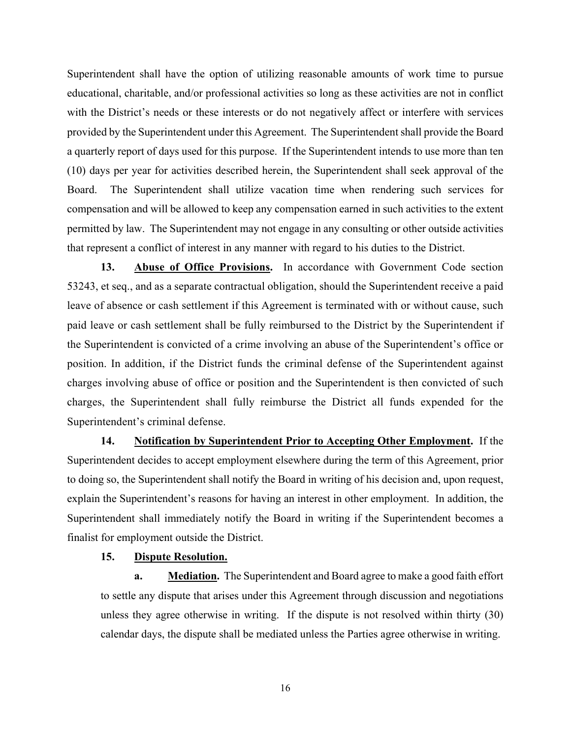Superintendent shall have the option of utilizing reasonable amounts of work time to pursue educational, charitable, and/or professional activities so long as these activities are not in conflict with the District's needs or these interests or do not negatively affect or interfere with services provided by the Superintendent under this Agreement. The Superintendent shall provide the Board a quarterly report of days used for this purpose. If the Superintendent intends to use more than ten (10) days per year for activities described herein, the Superintendent shall seek approval of the Board. The Superintendent shall utilize vacation time when rendering such services for compensation and will be allowed to keep any compensation earned in such activities to the extent permitted by law. The Superintendent may not engage in any consulting or other outside activities that represent a conflict of interest in any manner with regard to his duties to the District.

**13. Abuse of Office Provisions.** In accordance with Government Code section 53243, et seq., and as a separate contractual obligation, should the Superintendent receive a paid leave of absence or cash settlement if this Agreement is terminated with or without cause, such paid leave or cash settlement shall be fully reimbursed to the District by the Superintendent if the Superintendent is convicted of a crime involving an abuse of the Superintendent's office or position. In addition, if the District funds the criminal defense of the Superintendent against charges involving abuse of office or position and the Superintendent is then convicted of such charges, the Superintendent shall fully reimburse the District all funds expended for the Superintendent's criminal defense.

**14. Notification by Superintendent Prior to Accepting Other Employment.** If the Superintendent decides to accept employment elsewhere during the term of this Agreement, prior to doing so, the Superintendent shall notify the Board in writing of his decision and, upon request, explain the Superintendent's reasons for having an interest in other employment. In addition, the Superintendent shall immediately notify the Board in writing if the Superintendent becomes a finalist for employment outside the District.

**15. Dispute Resolution.**

**a. Mediation.** The Superintendent and Board agree to make a good faith effort to settle any dispute that arises under this Agreement through discussion and negotiations unless they agree otherwise in writing. If the dispute is not resolved within thirty (30) calendar days, the dispute shall be mediated unless the Parties agree otherwise in writing.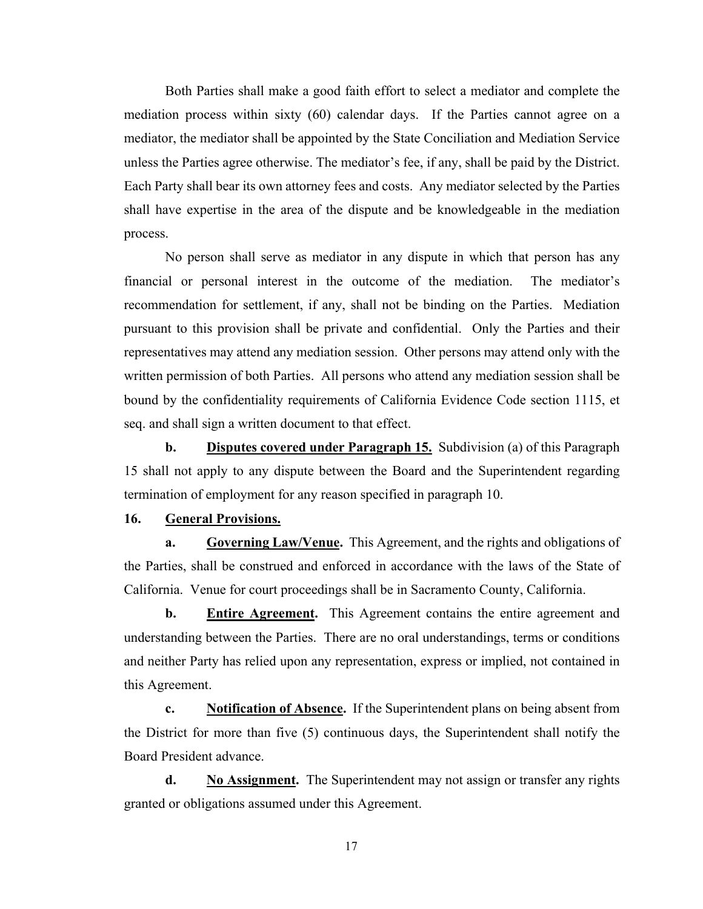Both Parties shall make a good faith effort to select a mediator and complete the mediation process within sixty (60) calendar days. If the Parties cannot agree on a mediator, the mediator shall be appointed by the State Conciliation and Mediation Service unless the Parties agree otherwise. The mediator's fee, if any, shall be paid by the District. Each Party shall bear its own attorney fees and costs. Any mediator selected by the Parties shall have expertise in the area of the dispute and be knowledgeable in the mediation process.

No person shall serve as mediator in any dispute in which that person has any financial or personal interest in the outcome of the mediation. The mediator's recommendation for settlement, if any, shall not be binding on the Parties. Mediation pursuant to this provision shall be private and confidential. Only the Parties and their representatives may attend any mediation session. Other persons may attend only with the written permission of both Parties. All persons who attend any mediation session shall be bound by the confidentiality requirements of California Evidence Code section 1115, et seq. and shall sign a written document to that effect.

**b. <u>Disputes covered under Paragraph 15.</u>** Subdivision (a) of this Paragraph 15 shall not apply to any dispute between the Board and the Superintendent regarding termination of employment for any reason specified in paragraph 10.

**16. <u>General Provisions.</u>**

**a. <u>Governing Law/Venue</u>.** This Agreement, and the rights and obligations of the Parties, shall be construed and enforced in accordance with the laws of the State of California. Venue for court proceedings shall be in Sacramento County, California.

**b. <u>Entire Agreement</u>.** This Agreement contains the entire agreement and understanding between the Parties. There are no oral understandings, terms or conditions and neither Party has relied upon any representation, express or implied, not contained in this Agreement.

**c. <u>Notification of Absence</u>.** If the Superintendent plans on being absent from the District for more than five (5) continuous days, the Superintendent shall notify the Board President advance.

**d. <u>No Assignment</u>.** The Superintendent may not assign or transfer any rights granted or obligations assumed under this Agreement.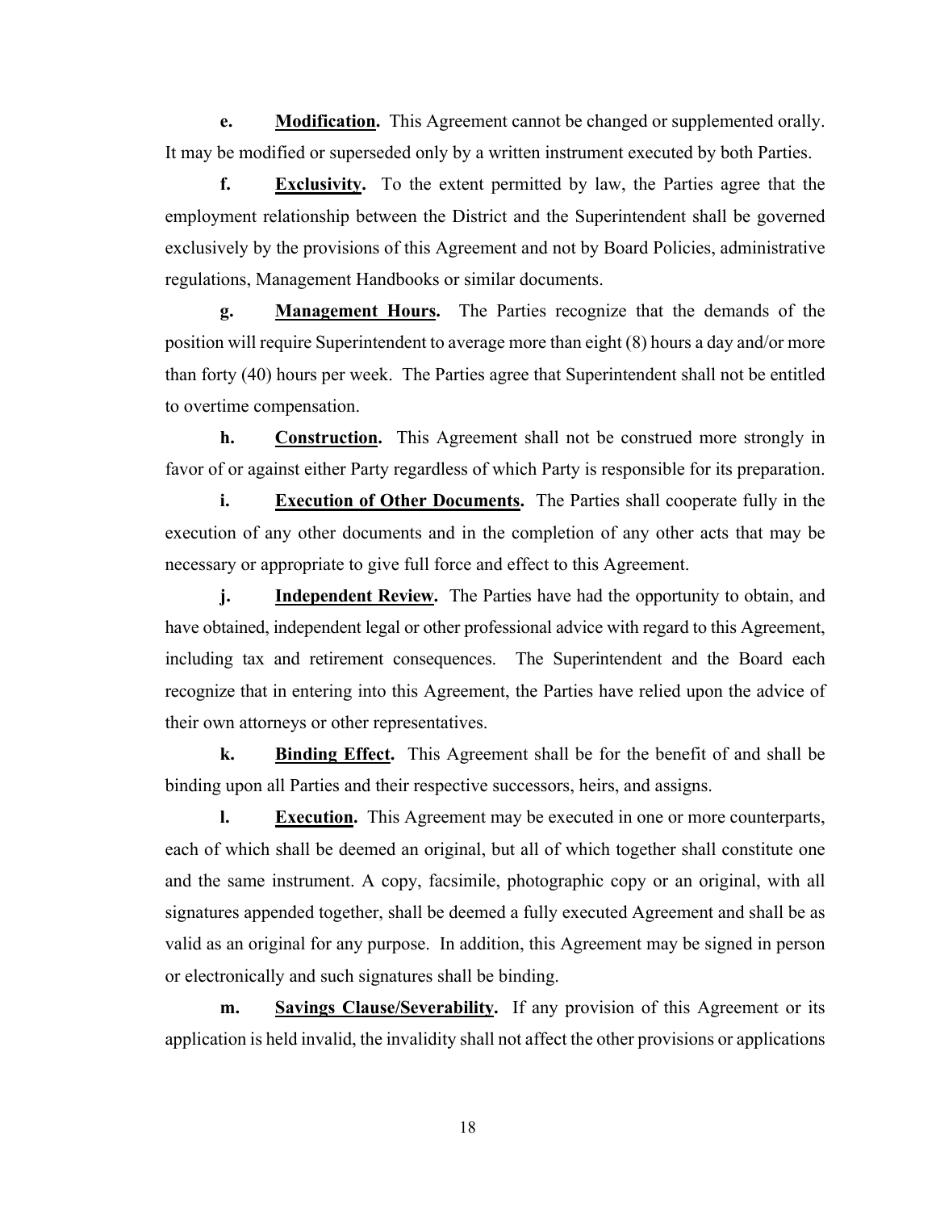**e.** **<u>Modification</u>.** This Agreement cannot be changed or supplemented orally. It may be modified or superseded only by a written instrument executed by both Parties.

**f.** **<u>Exclusivity</u>.** To the extent permitted by law, the Parties agree that the employment relationship between the District and the Superintendent shall be governed exclusively by the provisions of this Agreement and not by Board Policies, administrative regulations, Management Handbooks or similar documents.

**g.** **<u>Management Hours</u>.** The Parties recognize that the demands of the position will require Superintendent to average more than eight (8) hours a day and/or more than forty (40) hours per week. The Parties agree that Superintendent shall not be entitled to overtime compensation.

**h.** **<u>Construction</u>.** This Agreement shall not be construed more strongly in favor of or against either Party regardless of which Party is responsible for its preparation.

**i.** **<u>Execution of Other Documents</u>.** The Parties shall cooperate fully in the execution of any other documents and in the completion of any other acts that may be necessary or appropriate to give full force and effect to this Agreement.

**j.** **<u>Independent Review</u>.** The Parties have had the opportunity to obtain, and have obtained, independent legal or other professional advice with regard to this Agreement, including tax and retirement consequences. The Superintendent and the Board each recognize that in entering into this Agreement, the Parties have relied upon the advice of their own attorneys or other representatives.

**k.** **<u>Binding Effect</u>.** This Agreement shall be for the benefit of and shall be binding upon all Parties and their respective successors, heirs, and assigns.

**l.** **<u>Execution</u>.** This Agreement may be executed in one or more counterparts, each of which shall be deemed an original, but all of which together shall constitute one and the same instrument. A copy, facsimile, photographic copy or an original, with all signatures appended together, shall be deemed a fully executed Agreement and shall be as valid as an original for any purpose. In addition, this Agreement may be signed in person or electronically and such signatures shall be binding.

**m.** **<u>Savings Clause/Severability</u>.** If any provision of this Agreement or its application is held invalid, the invalidity shall not affect the other provisions or applications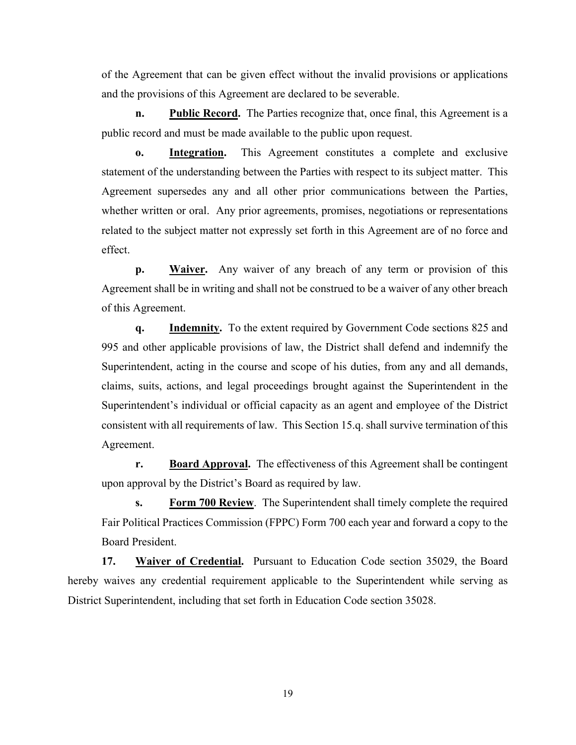of the Agreement that can be given effect without the invalid provisions or applications and the provisions of this Agreement are declared to be severable.

**n.** **Public Record.** The Parties recognize that, once final, this Agreement is a public record and must be made available to the public upon request.

**o.** **Integration.** This Agreement constitutes a complete and exclusive statement of the understanding between the Parties with respect to its subject matter. This Agreement supersedes any and all other prior communications between the Parties, whether written or oral. Any prior agreements, promises, negotiations or representations related to the subject matter not expressly set forth in this Agreement are of no force and effect.

**p.** **Waiver.** Any waiver of any breach of any term or provision of this Agreement shall be in writing and shall not be construed to be a waiver of any other breach of this Agreement.

**q.** **Indemnity.** To the extent required by Government Code sections 825 and 995 and other applicable provisions of law, the District shall defend and indemnify the Superintendent, acting in the course and scope of his duties, from any and all demands, claims, suits, actions, and legal proceedings brought against the Superintendent in the Superintendent's individual or official capacity as an agent and employee of the District consistent with all requirements of law. This Section 15.q. shall survive termination of this Agreement.

**r.** **Board Approval.** The effectiveness of this Agreement shall be contingent upon approval by the District's Board as required by law.

**s.** **Form 700 Review**. The Superintendent shall timely complete the required Fair Political Practices Commission (FPPC) Form 700 each year and forward a copy to the Board President.

**17.** **Waiver of Credential.** Pursuant to Education Code section 35029, the Board hereby waives any credential requirement applicable to the Superintendent while serving as District Superintendent, including that set forth in Education Code section 35028.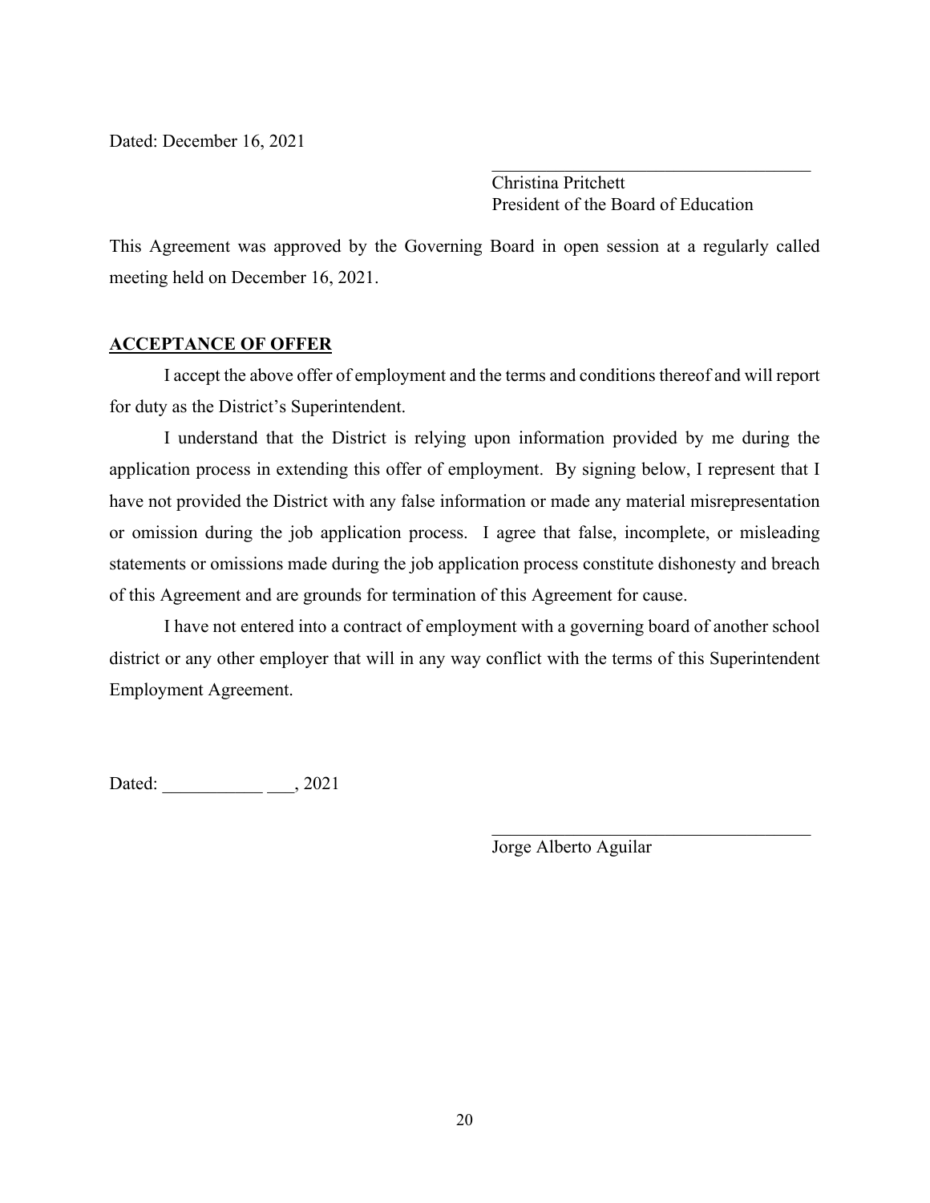Dated: December 16, 2021

\_\_\_\_\_\_\_\_\_\_\_\_\_\_\_\_\_\_\_\_\_\_\_\_\_\_\_\_\_\_\_\_\_\_\_\_

Christina Pritchett
President of the Board of Education

This Agreement was approved by the Governing Board in open session at a regularly called meeting held on December 16, 2021.

**ACCEPTANCE OF OFFER**

I accept the above offer of employment and the terms and conditions thereof and will report for duty as the District's Superintendent.

I understand that the District is relying upon information provided by me during the application process in extending this offer of employment. By signing below, I represent that I have not provided the District with any false information or made any material misrepresentation or omission during the job application process. I agree that false, incomplete, or misleading statements or omissions made during the job application process constitute dishonesty and breach of this Agreement and are grounds for termination of this Agreement for cause.

I have not entered into a contract of employment with a governing board of another school district or any other employer that will in any way conflict with the terms of this Superintendent Employment Agreement.

Dated: ___________ ___, 2021

___________________________________

Jorge Alberto Aguilar